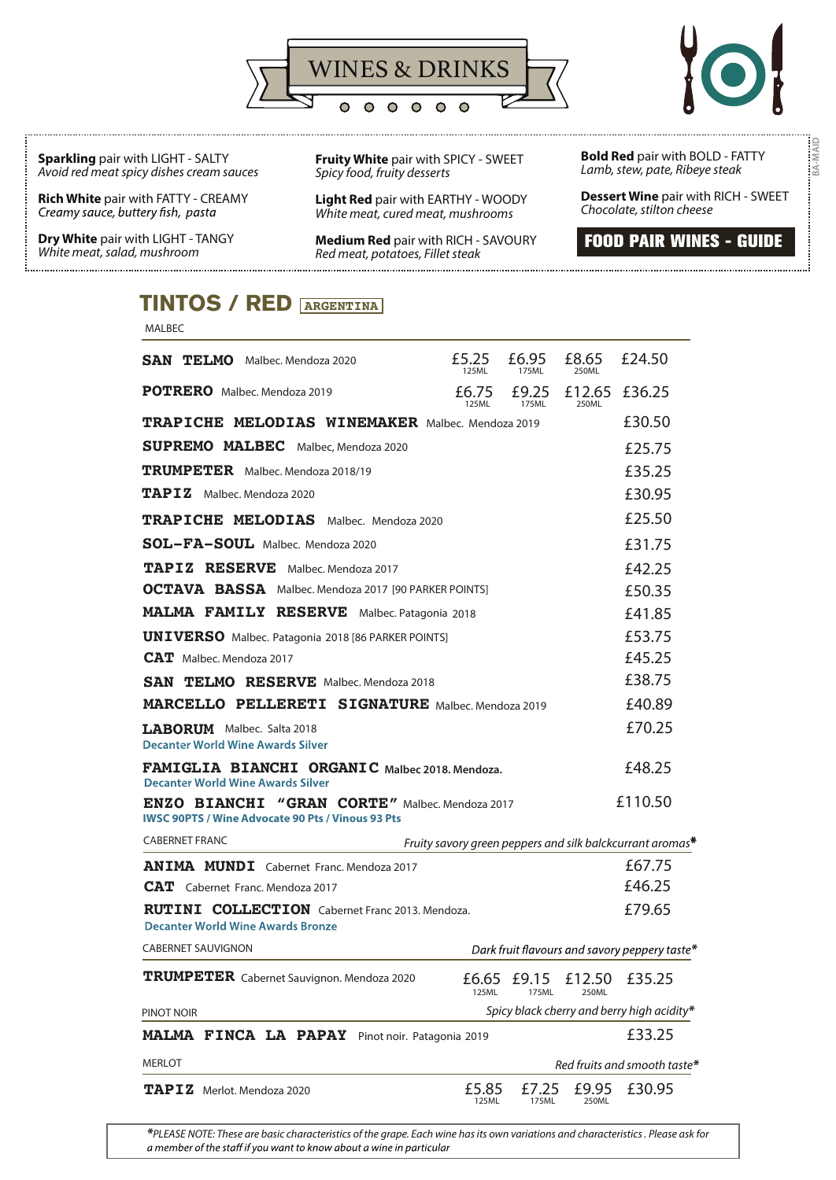# WINES & DRINKS

**Sparkling** pair with LIGHT - SALTY
*Avoid red meat spicy dishes cream sauces*

**Rich White** pair with FATTY - CREAMY
*Creamy sauce, buttery fish, pasta*

**Dry White** pair with LIGHT - TANGY
*White meat, salad, mushroom*

**Fruity White** pair with SPICY - SWEET
*Spicy food, fruity desserts*

**Light Red** pair with EARTHY - WOODY
*White meat, cured meat, mushrooms*

**Medium Red** pair with RICH - SAVOURY
*Red meat, potatoes, Fillet steak*

**Bold Red** pair with BOLD - FATTY
*Lamb, stew, pate, Ribeye steak*

**Dessert Wine** pair with RICH - SWEET
*Chocolate, stilton cheese*

**FOOD PAIR WINES - GUIDE**

## TINTOS / RED ARGENTINA

MALBEC

| Wine | 125ML | 175ML | 250ML | Bottle |
|---|---|---|---|---|
| **SAN TELMO** Malbec. Mendoza 2020 | £5.25 | £6.95 | £8.65 | £24.50 |
| **POTRERO** Malbec. Mendoza 2019 | £6.75 | £9.25 | £12.65 | £36.25 |
| **TRAPICHE MELODIAS WINEMAKER** Malbec. Mendoza 2019 | | | | £30.50 |
| **SUPREMO MALBEC** Malbec, Mendoza 2020 | | | | £25.75 |
| **TRUMPETER** Malbec. Mendoza 2018/19 | | | | £35.25 |
| **TAPIZ** Malbec. Mendoza 2020 | | | | £30.95 |
| **TRAPICHE MELODIAS** Malbec. Mendoza 2020 | | | | £25.50 |
| **SOL-FA-SOUL** Malbec. Mendoza 2020 | | | | £31.75 |
| **TAPIZ RESERVE** Malbec. Mendoza 2017 | | | | £42.25 |
| **OCTAVA BASSA** Malbec. Mendoza 2017 [90 PARKER POINTS] | | | | £50.35 |
| **MALMA FAMILY RESERVE** Malbec. Patagonia 2018 | | | | £41.85 |
| **UNIVERSO** Malbec. Patagonia 2018 [86 PARKER POINTS] | | | | £53.75 |
| **CAT** Malbec. Mendoza 2017 | | | | £45.25 |
| **SAN TELMO RESERVE** Malbec. Mendoza 2018 | | | | £38.75 |
| **MARCELLO PELLERETI SIGNATURE** Malbec. Mendoza 2019 | | | | £40.89 |
| **LABORUM** Malbec. Salta 2018 — Decanter World Wine Awards Silver | | | | £70.25 |
| **FAMIGLIA BIANCHI ORGANIC** Malbec 2018. Mendoza. — Decanter World Wine Awards Silver | | | | £48.25 |
| **ENZO BIANCHI "GRAN CORTE"** Malbec. Mendoza 2017 — IWSC 90PTS / Wine Advocate 90 Pts / Vinous 93 Pts | | | | £110.50 |

CABERNET FRANC — *Fruity savory green peppers and silk balckcurrant aromas**

| Wine | Bottle |
|---|---|
| **ANIMA MUNDI** Cabernet Franc. Mendoza 2017 | £67.75 |
| **CAT** Cabernet Franc. Mendoza 2017 | £46.25 |
| **RUTINI COLLECTION** Cabernet Franc 2013. Mendoza. — Decanter World Wine Awards Bronze | £79.65 |

CABERNET SAUVIGNON — *Dark fruit flavours and savory peppery taste**

| Wine | 125ML | 175ML | 250ML | Bottle |
|---|---|---|---|---|
| **TRUMPETER** Cabernet Sauvignon. Mendoza 2020 | £6.65 | £9.15 | £12.50 | £35.25 |

PINOT NOIR — *Spicy black cherry and berry high acidity**

| Wine | Bottle |
|---|---|
| **MALMA FINCA LA PAPAY** Pinot noir. Patagonia 2019 | £33.25 |

MERLOT — *Red fruits and smooth taste**

| Wine | 125ML | 175ML | 250ML | Bottle |
|---|---|---|---|---|
| **TAPIZ** Merlot. Mendoza 2020 | £5.85 | £7.25 | £9.95 | £30.95 |

**PLEASE NOTE: These are basic characteristics of the grape. Each wine has its own variations and characteristics . Please ask for a member of the staff if you want to know about a wine in particular*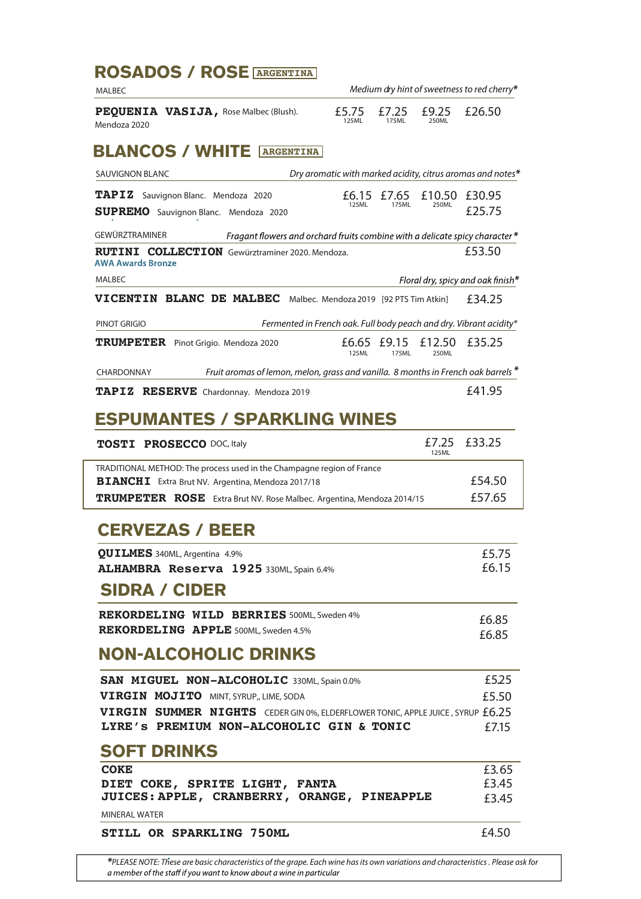## ROSADOS / ROSE ARGENTINA

MALBEC — *Medium dry hint of sweetness to red cherry**

| | 125ML | 175ML | 250ML | Bottle |
|---|---|---|---|---|
| **PEQUENIA VASIJA,** Rose Malbec (Blush). Mendoza 2020 | £5.75 | £7.25 | £9.25 | £26.50 |

## BLANCOS / WHITE ARGENTINA

SAUVIGNON BLANC — *Dry aromatic with marked acidity, citrus aromas and notes**

| | 125ML | 175ML | 250ML | Bottle |
|---|---|---|---|---|
| **TAPIZ** Sauvignon Blanc. Mendoza 2020 | £6.15 | £7.65 | £10.50 | £30.95 |
| **SUPREMO** Sauvignon Blanc. Mendoza 2020 | | | | £25.75 |

GEWÜRZTRAMINER — *Fragant flowers and orchard fruits combine with a delicate spicy character**

**RUTINI COLLECTION** Gewürztraminer 2020. Mendoza. — £53.50
AWA Awards Bronze

MALBEC — *Floral dry, spicy and oak finish**

**VICENTIN BLANC DE MALBEC** Malbec. Mendoza 2019 [92 PTS Tim Atkin] — £34.25

PINOT GRIGIO — *Fermented in French oak. Full body peach and dry. Vibrant acidity**

| | 125ML | 175ML | 250ML | Bottle |
|---|---|---|---|---|
| **TRUMPETER** Pinot Grigio. Mendoza 2020 | £6.65 | £9.15 | £12.50 | £35.25 |

CHARDONNAY — *Fruit aromas of lemon, melon, grass and vanilla. 8 months in French oak barrels**

**TAPIZ RESERVE** Chardonnay. Mendoza 2019 — £41.95

## ESPUMANTES / SPARKLING WINES

**TOSTI PROSECCO** DOC, Italy — £7.25 (125ML) — £33.25

TRADITIONAL METHOD: The process used in the Champagne region of France

**BIANCHI** Extra Brut NV. Argentina, Mendoza 2017/18 — £54.50

**TRUMPETER ROSE** Extra Brut NV. Rose Malbec. Argentina, Mendoza 2014/15 — £57.65

## CERVEZAS / BEER

**QUILMES** 340ML, Argentina 4.9% — £5.75

**ALHAMBRA Reserva 1925** 330ML, Spain 6.4% — £6.15

## SIDRA / CIDER

**REKORDELING WILD BERRIES** 500ML, Sweden 4% — £6.85

**REKORDELING APPLE** 500ML, Sweden 4.5% — £6.85

## NON-ALCOHOLIC DRINKS

**SAN MIGUEL NON-ALCOHOLIC** 330ML, Spain 0.0% — £5.25

**VIRGIN MOJITO** MINT, SYRUP,, LIME, SODA — £5.50

**VIRGIN SUMMER NIGHTS** CEDER GIN 0%, ELDERFLOWER TONIC, APPLE JUICE , SYRUP — £6.25

**LYRE's PREMIUM NON-ALCOHOLIC GIN & TONIC** — £7.15

## SOFT DRINKS

**COKE** — £3.65

**DIET COKE, SPRITE LIGHT, FANTA** — £3.45

**JUICES: APPLE, CRANBERRY, ORANGE, PINEAPPLE** — £3.45

MINERAL WATER

**STILL OR SPARKLING 750ML** — £4.50

*\*PLEASE NOTE: These are basic characteristics of the grape. Each wine has its own variations and characteristics . Please ask for a member of the staff if you want to know about a wine in particular*